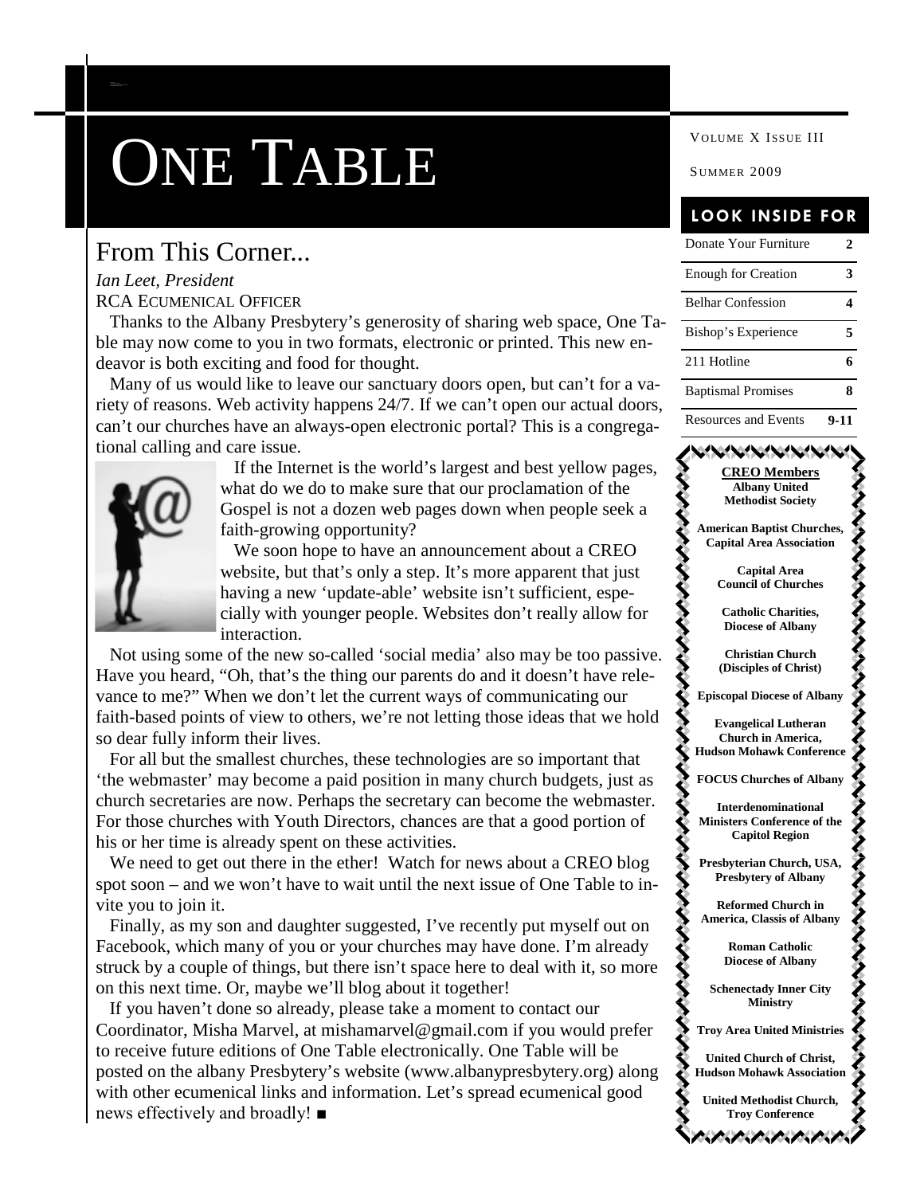# ONE TABLE

VOLUME X ISSUE III

SUMMER 2009

## From This Corner...

*Ian Leet, President*
RCA ECUMENICAL OFFICER

Thanks to the Albany Presbytery's generosity of sharing web space, One Table may now come to you in two formats, electronic or printed. This new endeavor is both exciting and food for thought.

Many of us would like to leave our sanctuary doors open, but can't for a variety of reasons. Web activity happens 24/7. If we can't open our actual doors, can't our churches have an always-open electronic portal? This is a congregational calling and care issue.

If the Internet is the world's largest and best yellow pages, what do we do to make sure that our proclamation of the Gospel is not a dozen web pages down when people seek a faith-growing opportunity?

We soon hope to have an announcement about a CREO website, but that's only a step. It's more apparent that just having a new 'update-able' website isn't sufficient, especially with younger people. Websites don't really allow for interaction.

Not using some of the new so-called 'social media' also may be too passive. Have you heard, "Oh, that's the thing our parents do and it doesn't have relevance to me?" When we don't let the current ways of communicating our faith-based points of view to others, we're not letting those ideas that we hold so dear fully inform their lives.

For all but the smallest churches, these technologies are so important that 'the webmaster' may become a paid position in many church budgets, just as church secretaries are now. Perhaps the secretary can become the webmaster. For those churches with Youth Directors, chances are that a good portion of his or her time is already spent on these activities.

We need to get out there in the ether! Watch for news about a CREO blog spot soon – and we won't have to wait until the next issue of One Table to invite you to join it.

Finally, as my son and daughter suggested, I've recently put myself out on Facebook, which many of you or your churches may have done. I'm already struck by a couple of things, but there isn't space here to deal with it, so more on this next time. Or, maybe we'll blog about it together!

If you haven't done so already, please take a moment to contact our Coordinator, Misha Marvel, at mishamarvel@gmail.com if you would prefer to receive future editions of One Table electronically. One Table will be posted on the albany Presbytery's website (www.albanypresbytery.org) along with other ecumenical links and information. Let's spread ecumenical good news effectively and broadly! ■

### LOOK INSIDE FOR

| | |
|---|---|
| Donate Your Furniture | 2 |
| Enough for Creation | 3 |
| Belhar Confession | 4 |
| Bishop's Experience | 5 |
| 211 Hotline | 6 |
| Baptismal Promises | 8 |
| Resources and Events | 9-11 |

**CREO Members**

**Albany United Methodist Society**

**American Baptist Churches, Capital Area Association**

**Capital Area Council of Churches**

**Catholic Charities, Diocese of Albany**

**Christian Church (Disciples of Christ)**

**Episcopal Diocese of Albany**

**Evangelical Lutheran Church in America, Hudson Mohawk Conference**

**FOCUS Churches of Albany**

**Interdenominational Ministers Conference of the Capitol Region**

**Presbyterian Church, USA, Presbytery of Albany**

**Reformed Church in America, Classis of Albany**

**Roman Catholic Diocese of Albany**

**Schenectady Inner City Ministry**

**Troy Area United Ministries**

**United Church of Christ, Hudson Mohawk Association**

**United Methodist Church, Troy Conference**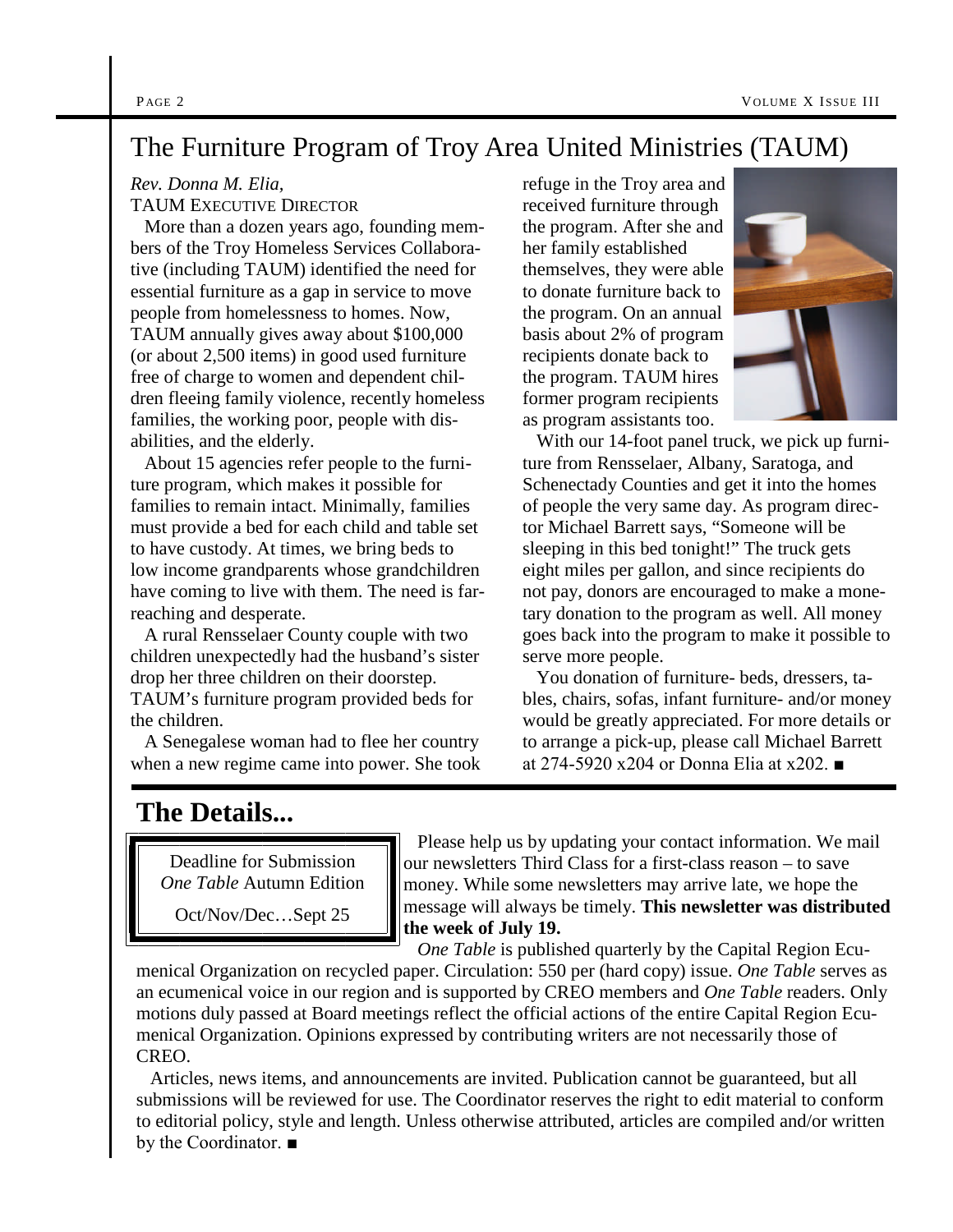## The Furniture Program of Troy Area United Ministries (TAUM)

*Rev. Donna M. Elia,*
TAUM Executive Director

More than a dozen years ago, founding members of the Troy Homeless Services Collaborative (including TAUM) identified the need for essential furniture as a gap in service to move people from homelessness to homes. Now, TAUM annually gives away about $100,000 (or about 2,500 items) in good used furniture free of charge to women and dependent children fleeing family violence, recently homeless families, the working poor, people with disabilities, and the elderly.

About 15 agencies refer people to the furniture program, which makes it possible for families to remain intact. Minimally, families must provide a bed for each child and table set to have custody. At times, we bring beds to low income grandparents whose grandchildren have coming to live with them. The need is far-reaching and desperate.

A rural Rensselaer County couple with two children unexpectedly had the husband's sister drop her three children on their doorstep. TAUM's furniture program provided beds for the children.

A Senegalese woman had to flee her country when a new regime came into power. She took refuge in the Troy area and received furniture through the program. After she and her family established themselves, they were able to donate furniture back to the program. On an annual basis about 2% of program recipients donate back to the program. TAUM hires former program recipients as program assistants too.

With our 14-foot panel truck, we pick up furniture from Rensselaer, Albany, Saratoga, and Schenectady Counties and get it into the homes of people the very same day. As program director Michael Barrett says, "Someone will be sleeping in this bed tonight!" The truck gets eight miles per gallon, and since recipients do not pay, donors are encouraged to make a monetary donation to the program as well. All money goes back into the program to make it possible to serve more people.

You donation of furniture- beds, dressers, tables, chairs, sofas, infant furniture- and/or money would be greatly appreciated. For more details or to arrange a pick-up, please call Michael Barrett at 274-5920 x204 or Donna Elia at x202. ■

## The Details...

Deadline for Submission
*One Table* Autumn Edition
Oct/Nov/Dec…Sept 25

Please help us by updating your contact information. We mail our newsletters Third Class for a first-class reason – to save money. While some newsletters may arrive late, we hope the message will always be timely. **This newsletter was distributed the week of July 19.**

*One Table* is published quarterly by the Capital Region Ecumenical Organization on recycled paper. Circulation: 550 per (hard copy) issue. *One Table* serves as an ecumenical voice in our region and is supported by CREO members and *One Table* readers. Only motions duly passed at Board meetings reflect the official actions of the entire Capital Region Ecumenical Organization. Opinions expressed by contributing writers are not necessarily those of CREO.

Articles, news items, and announcements are invited. Publication cannot be guaranteed, but all submissions will be reviewed for use. The Coordinator reserves the right to edit material to conform to editorial policy, style and length. Unless otherwise attributed, articles are compiled and/or written by the Coordinator. ■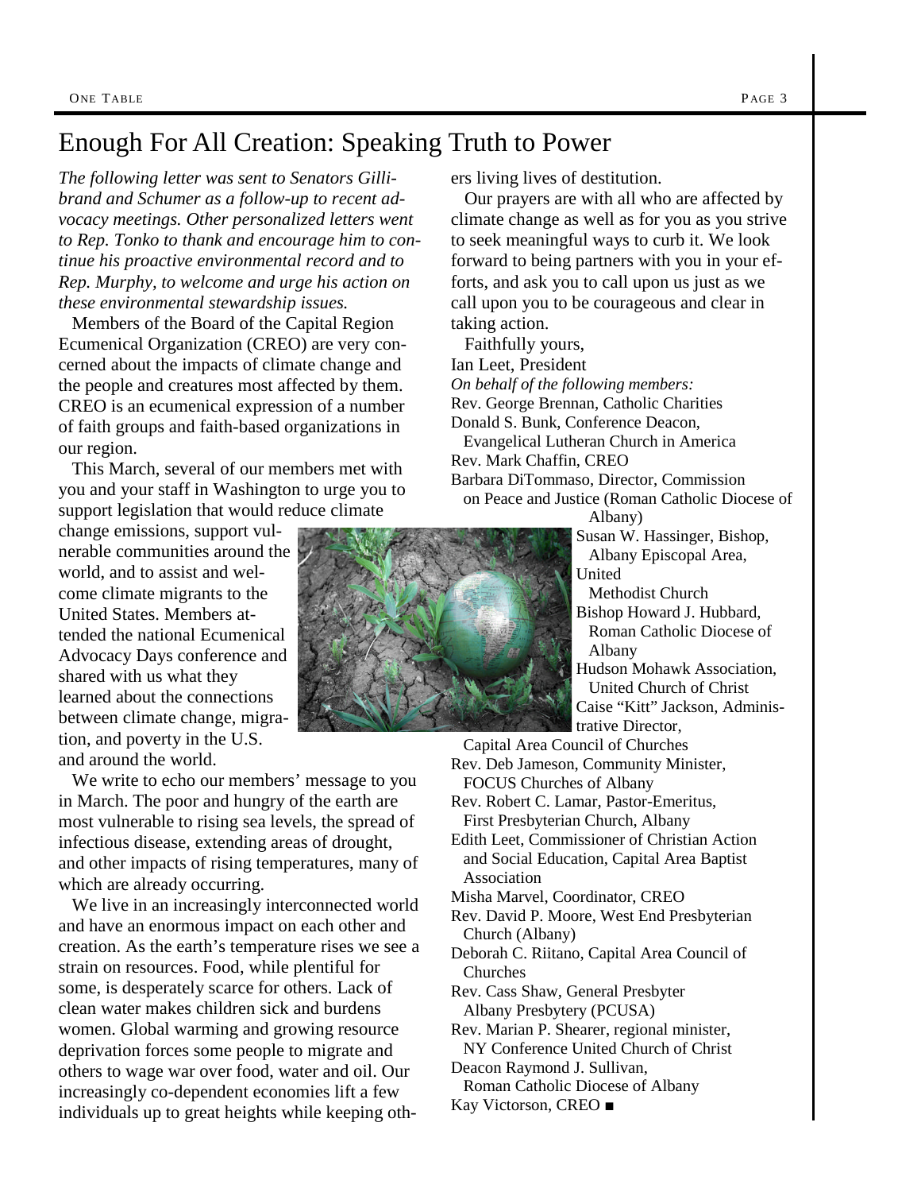# Enough For All Creation: Speaking Truth to Power

*The following letter was sent to Senators Gillibrand and Schumer as a follow-up to recent advocacy meetings. Other personalized letters went to Rep. Tonko to thank and encourage him to continue his proactive environmental record and to Rep. Murphy, to welcome and urge his action on these environmental stewardship issues.*

Members of the Board of the Capital Region Ecumenical Organization (CREO) are very concerned about the impacts of climate change and the people and creatures most affected by them. CREO is an ecumenical expression of a number of faith groups and faith-based organizations in our region.

This March, several of our members met with you and your staff in Washington to urge you to support legislation that would reduce climate change emissions, support vulnerable communities around the world, and to assist and welcome climate migrants to the United States. Members attended the national Ecumenical Advocacy Days conference and shared with us what they learned about the connections between climate change, migration, and poverty in the U.S. and around the world.

We write to echo our members' message to you in March. The poor and hungry of the earth are most vulnerable to rising sea levels, the spread of infectious disease, extending areas of drought, and other impacts of rising temperatures, many of which are already occurring.

We live in an increasingly interconnected world and have an enormous impact on each other and creation. As the earth's temperature rises we see a strain on resources. Food, while plentiful for some, is desperately scarce for others. Lack of clean water makes children sick and burdens women. Global warming and growing resource deprivation forces some people to migrate and others to wage war over food, water and oil. Our increasingly co-dependent economies lift a few individuals up to great heights while keeping others living lives of destitution.

Our prayers are with all who are affected by climate change as well as for you as you strive to seek meaningful ways to curb it. We look forward to being partners with you in your efforts, and ask you to call upon us just as we call upon you to be courageous and clear in taking action.

Faithfully yours,
Ian Leet, President
*On behalf of the following members:*
Rev. George Brennan, Catholic Charities
Donald S. Bunk, Conference Deacon, Evangelical Lutheran Church in America
Rev. Mark Chaffin, CREO
Barbara DiTommaso, Director, Commission on Peace and Justice (Roman Catholic Diocese of Albany)
Susan W. Hassinger, Bishop, Albany Episcopal Area, United Methodist Church
Bishop Howard J. Hubbard, Roman Catholic Diocese of Albany
Hudson Mohawk Association, United Church of Christ
Caise "Kitt" Jackson, Administrative Director, Capital Area Council of Churches
Rev. Deb Jameson, Community Minister, FOCUS Churches of Albany
Rev. Robert C. Lamar, Pastor-Emeritus, First Presbyterian Church, Albany
Edith Leet, Commissioner of Christian Action and Social Education, Capital Area Baptist Association
Misha Marvel, Coordinator, CREO
Rev. David P. Moore, West End Presbyterian Church (Albany)
Deborah C. Riitano, Capital Area Council of Churches
Rev. Cass Shaw, General Presbyter Albany Presbytery (PCUSA)
Rev. Marian P. Shearer, regional minister, NY Conference United Church of Christ
Deacon Raymond J. Sullivan, Roman Catholic Diocese of Albany
Kay Victorson, CREO ■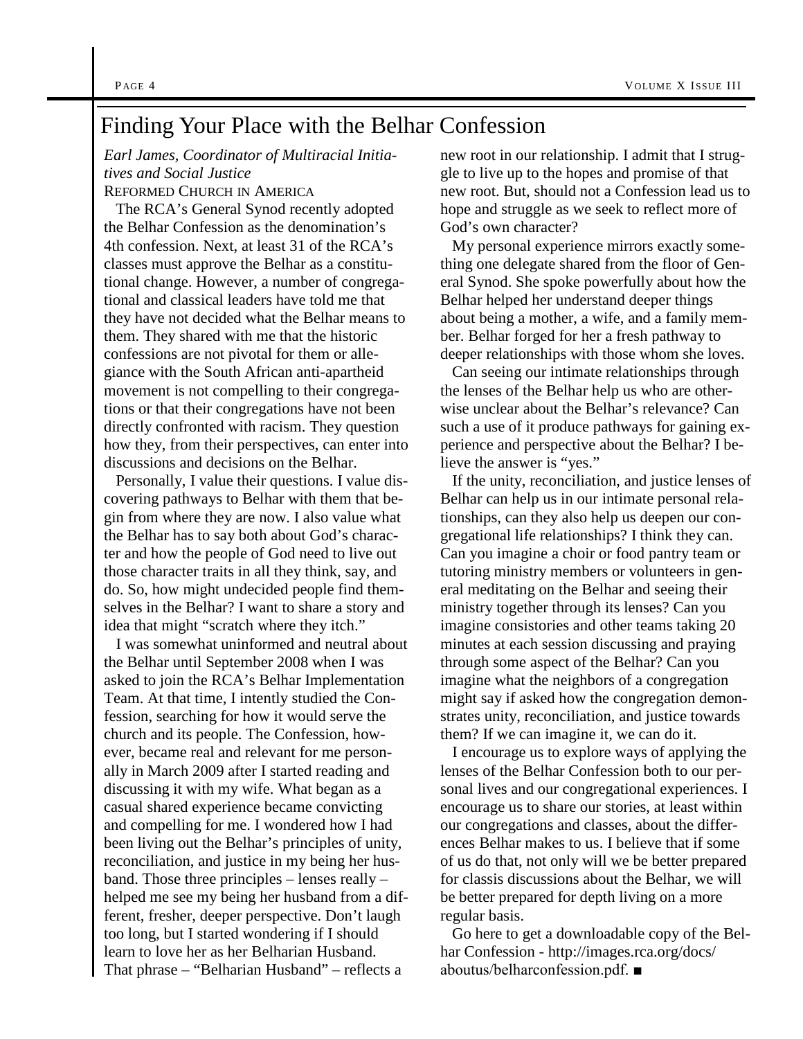# Finding Your Place with the Belhar Confession

*Earl James, Coordinator of Multiracial Initiatives and Social Justice*
REFORMED CHURCH IN AMERICA

The RCA's General Synod recently adopted the Belhar Confession as the denomination's 4th confession. Next, at least 31 of the RCA's classes must approve the Belhar as a constitutional change. However, a number of congregational and classical leaders have told me that they have not decided what the Belhar means to them. They shared with me that the historic confessions are not pivotal for them or allegiance with the South African anti-apartheid movement is not compelling to their congregations or that their congregations have not been directly confronted with racism. They question how they, from their perspectives, can enter into discussions and decisions on the Belhar.

Personally, I value their questions. I value discovering pathways to Belhar with them that begin from where they are now. I also value what the Belhar has to say both about God's character and how the people of God need to live out those character traits in all they think, say, and do. So, how might undecided people find themselves in the Belhar? I want to share a story and idea that might "scratch where they itch."

I was somewhat uninformed and neutral about the Belhar until September 2008 when I was asked to join the RCA's Belhar Implementation Team. At that time, I intently studied the Confession, searching for how it would serve the church and its people. The Confession, however, became real and relevant for me personally in March 2009 after I started reading and discussing it with my wife. What began as a casual shared experience became convicting and compelling for me. I wondered how I had been living out the Belhar's principles of unity, reconciliation, and justice in my being her husband. Those three principles – lenses really – helped me see my being her husband from a different, fresher, deeper perspective. Don't laugh too long, but I started wondering if I should learn to love her as her Belharian Husband. That phrase – "Belharian Husband" – reflects a new root in our relationship. I admit that I struggle to live up to the hopes and promise of that new root. But, should not a Confession lead us to hope and struggle as we seek to reflect more of God's own character?

My personal experience mirrors exactly something one delegate shared from the floor of General Synod. She spoke powerfully about how the Belhar helped her understand deeper things about being a mother, a wife, and a family member. Belhar forged for her a fresh pathway to deeper relationships with those whom she loves.

Can seeing our intimate relationships through the lenses of the Belhar help us who are otherwise unclear about the Belhar's relevance? Can such a use of it produce pathways for gaining experience and perspective about the Belhar? I believe the answer is "yes."

If the unity, reconciliation, and justice lenses of Belhar can help us in our intimate personal relationships, can they also help us deepen our congregational life relationships? I think they can. Can you imagine a choir or food pantry team or tutoring ministry members or volunteers in general meditating on the Belhar and seeing their ministry together through its lenses? Can you imagine consistories and other teams taking 20 minutes at each session discussing and praying through some aspect of the Belhar? Can you imagine what the neighbors of a congregation might say if asked how the congregation demonstrates unity, reconciliation, and justice towards them? If we can imagine it, we can do it.

I encourage us to explore ways of applying the lenses of the Belhar Confession both to our personal lives and our congregational experiences. I encourage us to share our stories, at least within our congregations and classes, about the differences Belhar makes to us. I believe that if some of us do that, not only will we be better prepared for classis discussions about the Belhar, we will be better prepared for depth living on a more regular basis.

Go here to get a downloadable copy of the Belhar Confession - http://images.rca.org/docs/aboutus/belharconfession.pdf. ■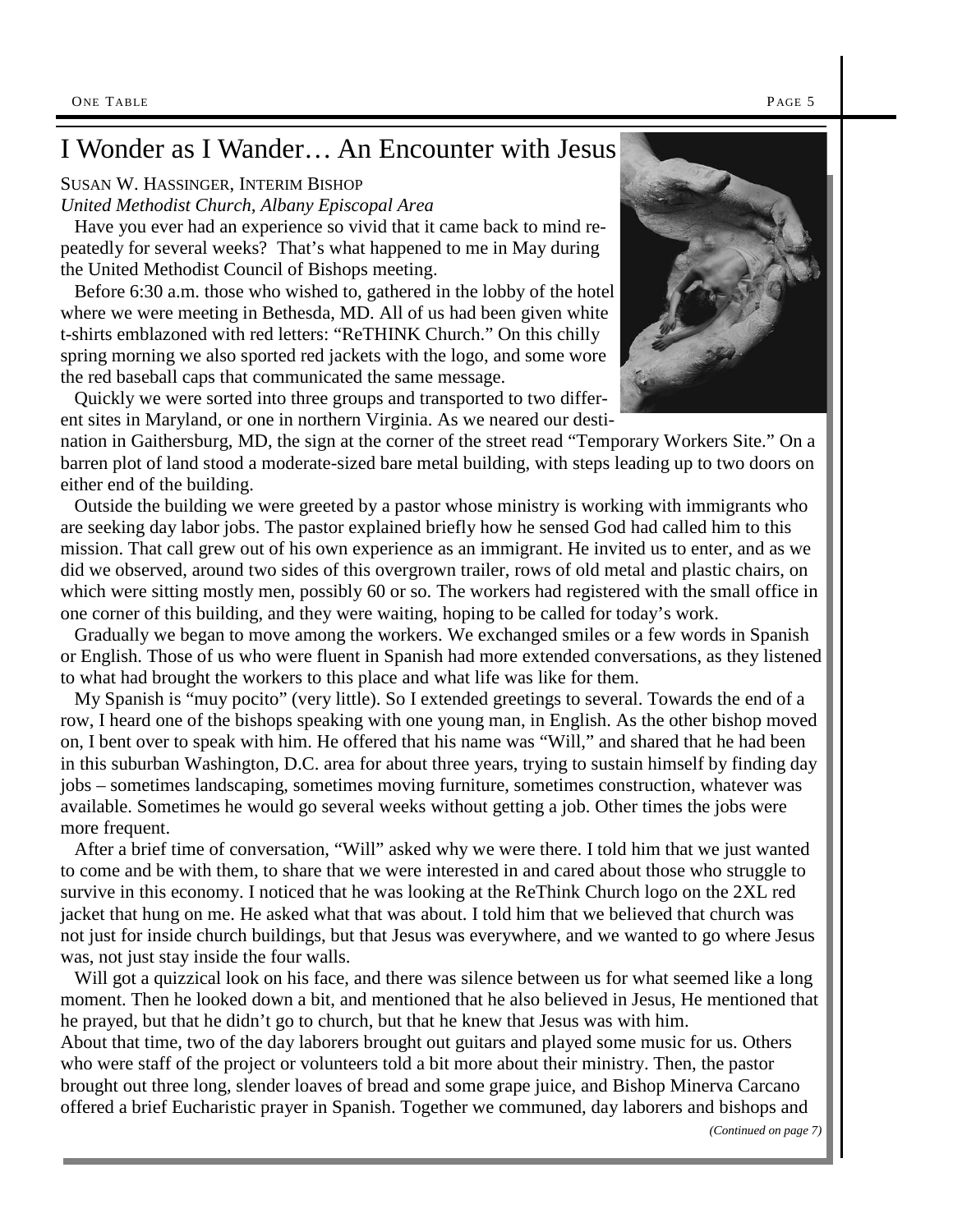# I Wonder as I Wander… An Encounter with Jesus

Susan W. Hassinger, Interim Bishop

*United Methodist Church, Albany Episcopal Area*

Have you ever had an experience so vivid that it came back to mind repeatedly for several weeks? That's what happened to me in May during the United Methodist Council of Bishops meeting.

Before 6:30 a.m. those who wished to, gathered in the lobby of the hotel where we were meeting in Bethesda, MD. All of us had been given white t-shirts emblazoned with red letters: "ReTHINK Church." On this chilly spring morning we also sported red jackets with the logo, and some wore the red baseball caps that communicated the same message.

Quickly we were sorted into three groups and transported to two different sites in Maryland, or one in northern Virginia. As we neared our destination in Gaithersburg, MD, the sign at the corner of the street read "Temporary Workers Site." On a barren plot of land stood a moderate-sized bare metal building, with steps leading up to two doors on either end of the building.

Outside the building we were greeted by a pastor whose ministry is working with immigrants who are seeking day labor jobs. The pastor explained briefly how he sensed God had called him to this mission. That call grew out of his own experience as an immigrant. He invited us to enter, and as we did we observed, around two sides of this overgrown trailer, rows of old metal and plastic chairs, on which were sitting mostly men, possibly 60 or so. The workers had registered with the small office in one corner of this building, and they were waiting, hoping to be called for today's work.

Gradually we began to move among the workers. We exchanged smiles or a few words in Spanish or English. Those of us who were fluent in Spanish had more extended conversations, as they listened to what had brought the workers to this place and what life was like for them.

My Spanish is "muy pocito" (very little). So I extended greetings to several. Towards the end of a row, I heard one of the bishops speaking with one young man, in English. As the other bishop moved on, I bent over to speak with him. He offered that his name was "Will," and shared that he had been in this suburban Washington, D.C. area for about three years, trying to sustain himself by finding day jobs – sometimes landscaping, sometimes moving furniture, sometimes construction, whatever was available. Sometimes he would go several weeks without getting a job. Other times the jobs were more frequent.

After a brief time of conversation, "Will" asked why we were there. I told him that we just wanted to come and be with them, to share that we were interested in and cared about those who struggle to survive in this economy. I noticed that he was looking at the ReThink Church logo on the 2XL red jacket that hung on me. He asked what that was about. I told him that we believed that church was not just for inside church buildings, but that Jesus was everywhere, and we wanted to go where Jesus was, not just stay inside the four walls.

Will got a quizzical look on his face, and there was silence between us for what seemed like a long moment. Then he looked down a bit, and mentioned that he also believed in Jesus, He mentioned that he prayed, but that he didn't go to church, but that he knew that Jesus was with him.

About that time, two of the day laborers brought out guitars and played some music for us. Others who were staff of the project or volunteers told a bit more about their ministry. Then, the pastor brought out three long, slender loaves of bread and some grape juice, and Bishop Minerva Carcano offered a brief Eucharistic prayer in Spanish. Together we communed, day laborers and bishops and

*(Continued on page 7)*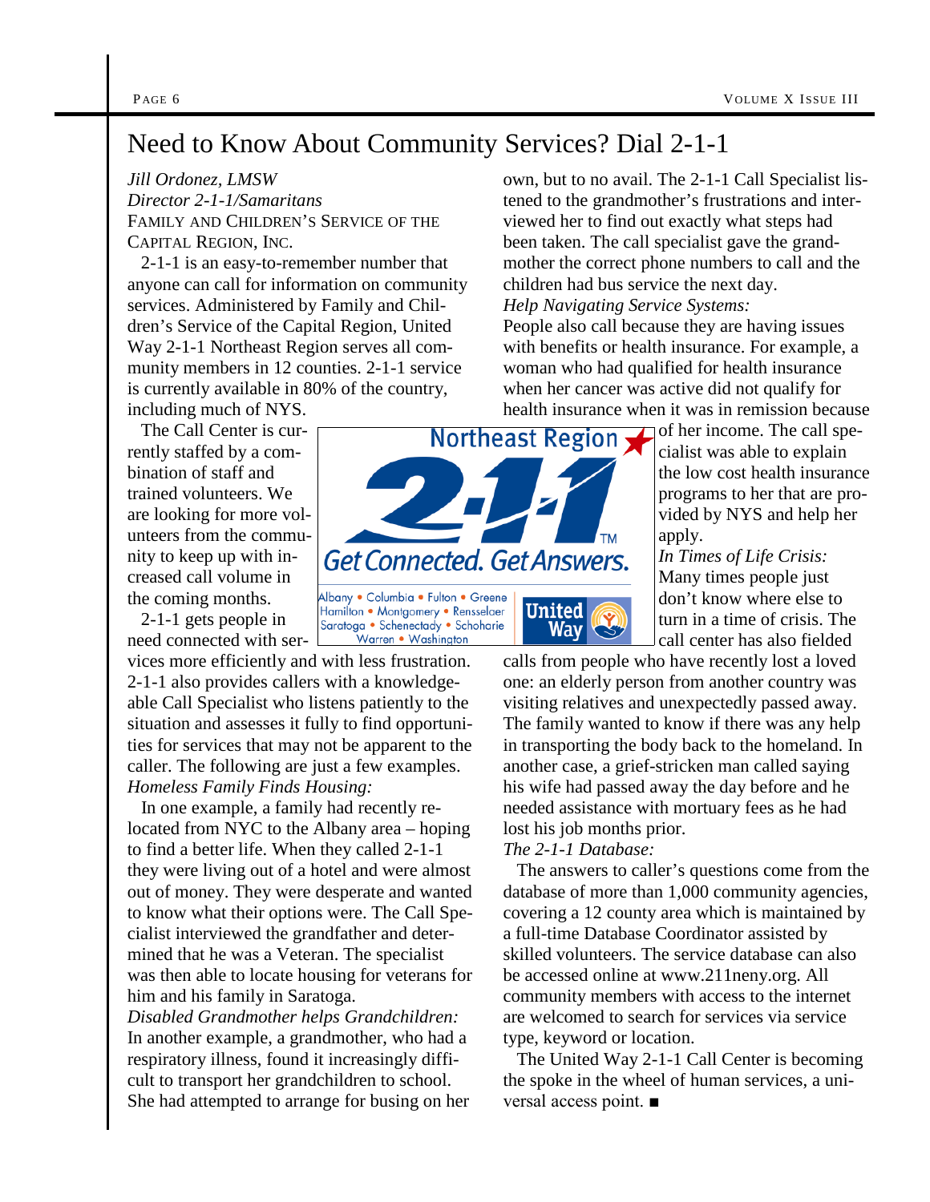# Need to Know About Community Services? Dial 2-1-1

*Jill Ordonez, LMSW*
*Director 2-1-1/Samaritans*
FAMILY AND CHILDREN'S SERVICE OF THE CAPITAL REGION, INC.

2-1-1 is an easy-to-remember number that anyone can call for information on community services. Administered by Family and Children's Service of the Capital Region, United Way 2-1-1 Northeast Region serves all community members in 12 counties. 2-1-1 service is currently available in 80% of the country, including much of NYS.

The Call Center is currently staffed by a combination of staff and trained volunteers. We are looking for more volunteers from the community to keep up with increased call volume in the coming months.

2-1-1 gets people in need connected with services more efficiently and with less frustration. 2-1-1 also provides callers with a knowledgeable Call Specialist who listens patiently to the situation and assesses it fully to find opportunities for services that may not be apparent to the caller. The following are just a few examples.

*Homeless Family Finds Housing:*

In one example, a family had recently relocated from NYC to the Albany area – hoping to find a better life. When they called 2-1-1 they were living out of a hotel and were almost out of money. They were desperate and wanted to know what their options were. The Call Specialist interviewed the grandfather and determined that he was a Veteran. The specialist was then able to locate housing for veterans for him and his family in Saratoga.

*Disabled Grandmother helps Grandchildren:*

In another example, a grandmother, who had a respiratory illness, found it increasingly difficult to transport her grandchildren to school. She had attempted to arrange for busing on her own, but to no avail. The 2-1-1 Call Specialist listened to the grandmother's frustrations and interviewed her to find out exactly what steps had been taken. The call specialist gave the grandmother the correct phone numbers to call and the children had bus service the next day.

*Help Navigating Service Systems:*

People also call because they are having issues with benefits or health insurance. For example, a woman who had qualified for health insurance when her cancer was active did not qualify for health insurance when it was in remission because of her income. The call specialist was able to explain the low cost health insurance programs to her that are provided by NYS and help her apply.

Northeast Region 2-1-1 Get Connected. Get Answers.
Albany • Columbia • Fulton • Greene
Hamilton • Montgomery • Rensselaer
Saratoga • Schenectady • Schoharie
Warren • Washington
United Way

*In Times of Life Crisis:*

Many times people just don't know where else to turn in a time of crisis. The call center has also fielded calls from people who have recently lost a loved one: an elderly person from another country was visiting relatives and unexpectedly passed away. The family wanted to know if there was any help in transporting the body back to the homeland. In another case, a grief-stricken man called saying his wife had passed away the day before and he needed assistance with mortuary fees as he had lost his job months prior.

*The 2-1-1 Database:*

The answers to caller's questions come from the database of more than 1,000 community agencies, covering a 12 county area which is maintained by a full-time Database Coordinator assisted by skilled volunteers. The service database can also be accessed online at www.211neny.org. All community members with access to the internet are welcomed to search for services via service type, keyword or location.

The United Way 2-1-1 Call Center is becoming the spoke in the wheel of human services, a universal access point. ■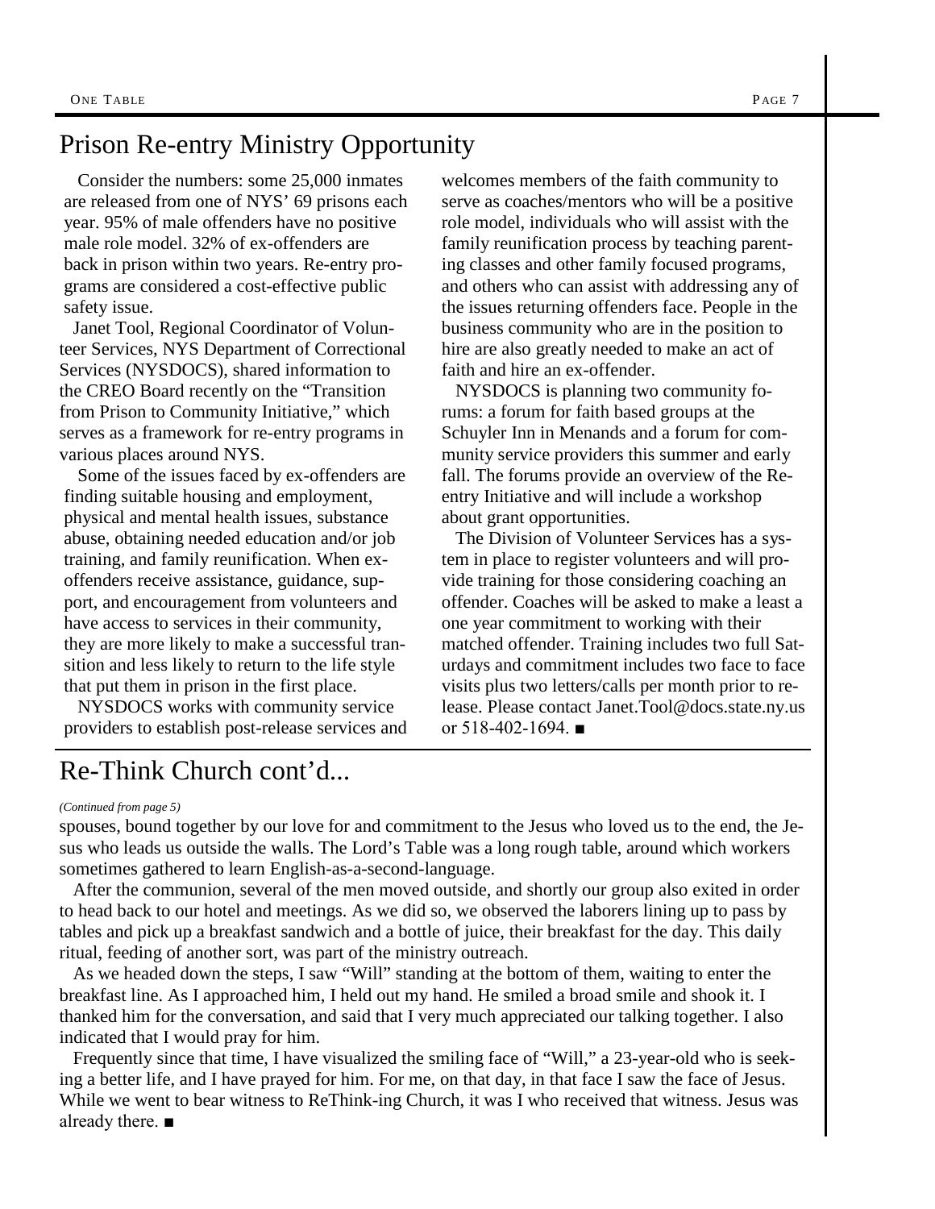## Prison Re-entry Ministry Opportunity

Consider the numbers: some 25,000 inmates are released from one of NYS' 69 prisons each year. 95% of male offenders have no positive male role model. 32% of ex-offenders are back in prison within two years. Re-entry programs are considered a cost-effective public safety issue.

Janet Tool, Regional Coordinator of Volunteer Services, NYS Department of Correctional Services (NYSDOCS), shared information to the CREO Board recently on the "Transition from Prison to Community Initiative," which serves as a framework for re-entry programs in various places around NYS.

Some of the issues faced by ex-offenders are finding suitable housing and employment, physical and mental health issues, substance abuse, obtaining needed education and/or job training, and family reunification. When ex-offenders receive assistance, guidance, support, and encouragement from volunteers and have access to services in their community, they are more likely to make a successful transition and less likely to return to the life style that put them in prison in the first place.

NYSDOCS works with community service providers to establish post-release services and welcomes members of the faith community to serve as coaches/mentors who will be a positive role model, individuals who will assist with the family reunification process by teaching parenting classes and other family focused programs, and others who can assist with addressing any of the issues returning offenders face. People in the business community who are in the position to hire are also greatly needed to make an act of faith and hire an ex-offender.

NYSDOCS is planning two community forums: a forum for faith based groups at the Schuyler Inn in Menands and a forum for community service providers this summer and early fall. The forums provide an overview of the Re-entry Initiative and will include a workshop about grant opportunities.

The Division of Volunteer Services has a system in place to register volunteers and will provide training for those considering coaching an offender. Coaches will be asked to make a least a one year commitment to working with their matched offender. Training includes two full Saturdays and commitment includes two face to face visits plus two letters/calls per month prior to release. Please contact Janet.Tool@docs.state.ny.us or 518-402-1694. ■

## Re-Think Church cont'd...

*(Continued from page 5)*

spouses, bound together by our love for and commitment to the Jesus who loved us to the end, the Jesus who leads us outside the walls. The Lord's Table was a long rough table, around which workers sometimes gathered to learn English-as-a-second-language.

After the communion, several of the men moved outside, and shortly our group also exited in order to head back to our hotel and meetings. As we did so, we observed the laborers lining up to pass by tables and pick up a breakfast sandwich and a bottle of juice, their breakfast for the day. This daily ritual, feeding of another sort, was part of the ministry outreach.

As we headed down the steps, I saw "Will" standing at the bottom of them, waiting to enter the breakfast line. As I approached him, I held out my hand. He smiled a broad smile and shook it. I thanked him for the conversation, and said that I very much appreciated our talking together. I also indicated that I would pray for him.

Frequently since that time, I have visualized the smiling face of "Will," a 23-year-old who is seeking a better life, and I have prayed for him. For me, on that day, in that face I saw the face of Jesus. While we went to bear witness to ReThink-ing Church, it was I who received that witness. Jesus was already there. ■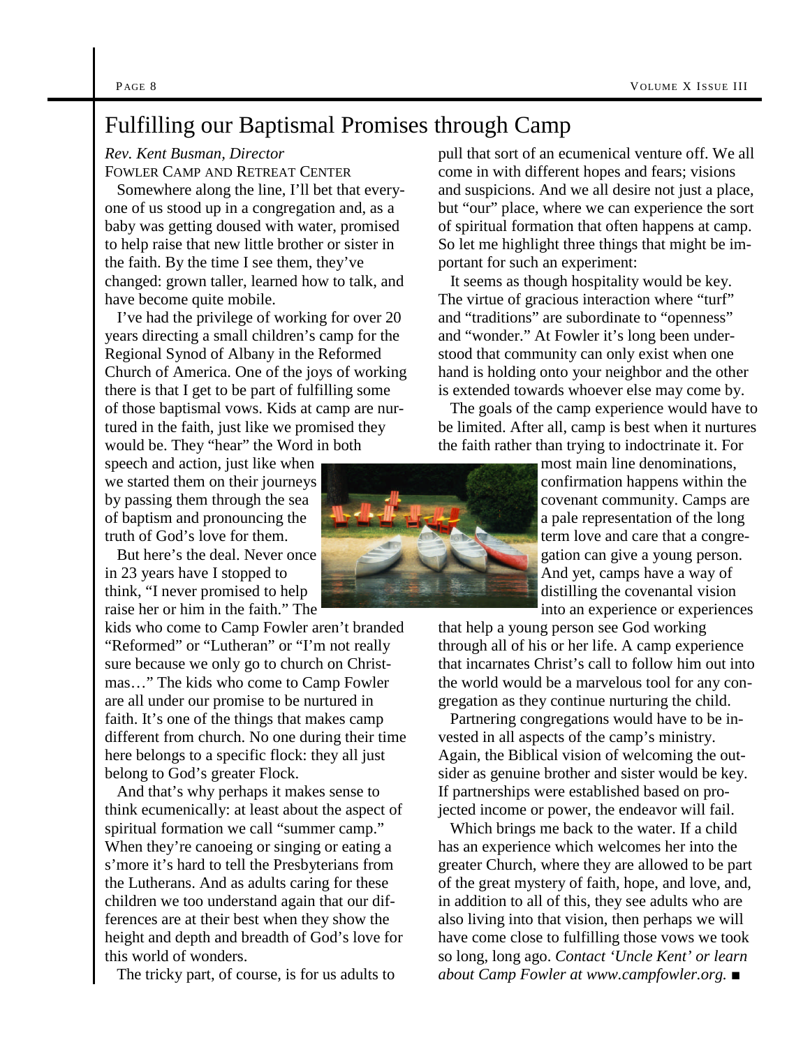# Fulfilling our Baptismal Promises through Camp

*Rev. Kent Busman, Director*
FOWLER CAMP AND RETREAT CENTER

Somewhere along the line, I'll bet that everyone of us stood up in a congregation and, as a baby was getting doused with water, promised to help raise that new little brother or sister in the faith. By the time I see them, they've changed: grown taller, learned how to talk, and have become quite mobile.

I've had the privilege of working for over 20 years directing a small children's camp for the Regional Synod of Albany in the Reformed Church of America. One of the joys of working there is that I get to be part of fulfilling some of those baptismal vows. Kids at camp are nurtured in the faith, just like we promised they would be. They "hear" the Word in both speech and action, just like when we started them on their journeys by passing them through the sea of baptism and pronouncing the truth of God's love for them.

But here's the deal. Never once in 23 years have I stopped to think, "I never promised to help raise her or him in the faith." The kids who come to Camp Fowler aren't branded "Reformed" or "Lutheran" or "I'm not really sure because we only go to church on Christmas…" The kids who come to Camp Fowler are all under our promise to be nurtured in faith. It's one of the things that makes camp different from church. No one during their time here belongs to a specific flock: they all just belong to God's greater Flock.

And that's why perhaps it makes sense to think ecumenically: at least about the aspect of spiritual formation we call "summer camp." When they're canoeing or singing or eating a s'more it's hard to tell the Presbyterians from the Lutherans. And as adults caring for these children we too understand again that our differences are at their best when they show the height and depth and breadth of God's love for this world of wonders.

The tricky part, of course, is for us adults to pull that sort of an ecumenical venture off. We all come in with different hopes and fears; visions and suspicions. And we all desire not just a place, but "our" place, where we can experience the sort of spiritual formation that often happens at camp. So let me highlight three things that might be important for such an experiment:

It seems as though hospitality would be key. The virtue of gracious interaction where "turf" and "traditions" are subordinate to "openness" and "wonder." At Fowler it's long been understood that community can only exist when one hand is holding onto your neighbor and the other is extended towards whoever else may come by.

The goals of the camp experience would have to be limited. After all, camp is best when it nurtures the faith rather than trying to indoctrinate it. For most main line denominations, confirmation happens within the covenant community. Camps are a pale representation of the long term love and care that a congregation can give a young person. And yet, camps have a way of distilling the covenantal vision into an experience or experiences that help a young person see God working through all of his or her life. A camp experience that incarnates Christ's call to follow him out into the world would be a marvelous tool for any congregation as they continue nurturing the child.

Partnering congregations would have to be invested in all aspects of the camp's ministry. Again, the Biblical vision of welcoming the outsider as genuine brother and sister would be key. If partnerships were established based on projected income or power, the endeavor will fail.

Which brings me back to the water. If a child has an experience which welcomes her into the greater Church, where they are allowed to be part of the great mystery of faith, hope, and love, and, in addition to all of this, they see adults who are also living into that vision, then perhaps we will have come close to fulfilling those vows we took so long, long ago. *Contact 'Uncle Kent' or learn about Camp Fowler at www.campfowler.org.* ■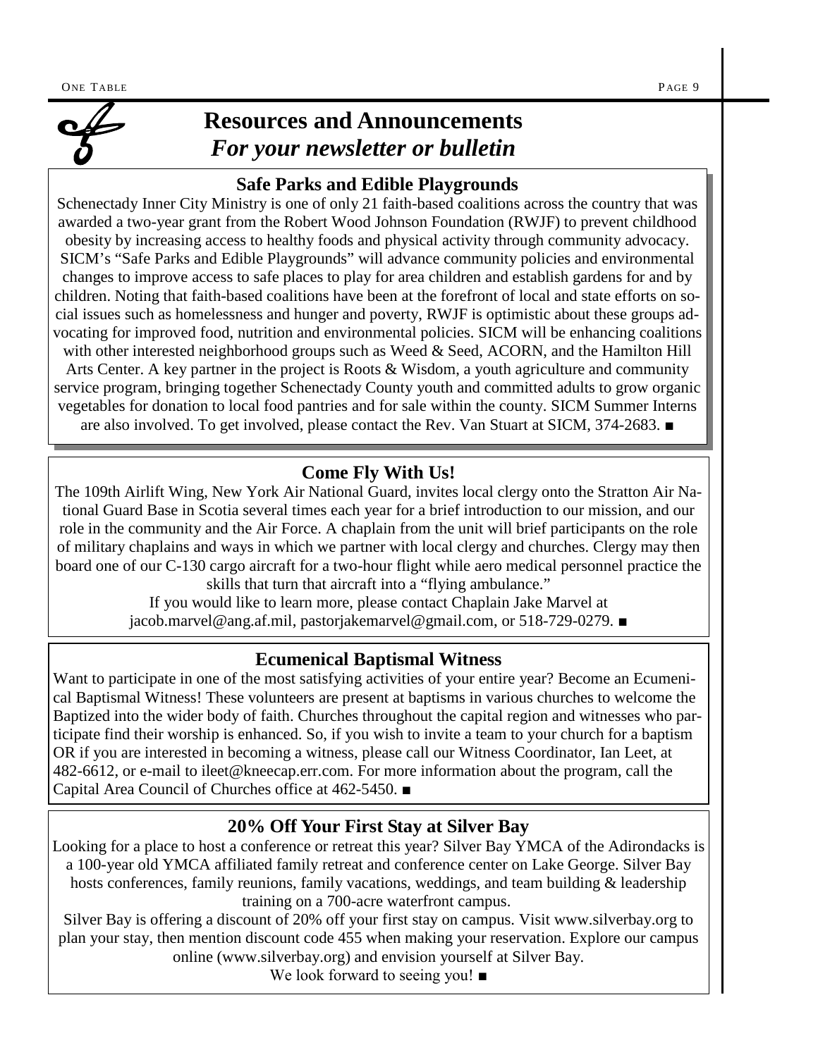# Resources and Announcements

## *For your newsletter or bulletin*

### Safe Parks and Edible Playgrounds

Schenectady Inner City Ministry is one of only 21 faith-based coalitions across the country that was awarded a two-year grant from the Robert Wood Johnson Foundation (RWJF) to prevent childhood obesity by increasing access to healthy foods and physical activity through community advocacy. SICM's "Safe Parks and Edible Playgrounds" will advance community policies and environmental changes to improve access to safe places to play for area children and establish gardens for and by children. Noting that faith-based coalitions have been at the forefront of local and state efforts on social issues such as homelessness and hunger and poverty, RWJF is optimistic about these groups advocating for improved food, nutrition and environmental policies. SICM will be enhancing coalitions with other interested neighborhood groups such as Weed & Seed, ACORN, and the Hamilton Hill Arts Center. A key partner in the project is Roots & Wisdom, a youth agriculture and community service program, bringing together Schenectady County youth and committed adults to grow organic vegetables for donation to local food pantries and for sale within the county. SICM Summer Interns are also involved. To get involved, please contact the Rev. Van Stuart at SICM, 374-2683. ■

### Come Fly With Us!

The 109th Airlift Wing, New York Air National Guard, invites local clergy onto the Stratton Air National Guard Base in Scotia several times each year for a brief introduction to our mission, and our role in the community and the Air Force. A chaplain from the unit will brief participants on the role of military chaplains and ways in which we partner with local clergy and churches. Clergy may then board one of our C-130 cargo aircraft for a two-hour flight while aero medical personnel practice the skills that turn that aircraft into a "flying ambulance."

If you would like to learn more, please contact Chaplain Jake Marvel at jacob.marvel@ang.af.mil, pastorjakemarvel@gmail.com, or 518-729-0279. ■

### Ecumenical Baptismal Witness

Want to participate in one of the most satisfying activities of your entire year? Become an Ecumenical Baptismal Witness! These volunteers are present at baptisms in various churches to welcome the Baptized into the wider body of faith. Churches throughout the capital region and witnesses who participate find their worship is enhanced. So, if you wish to invite a team to your church for a baptism OR if you are interested in becoming a witness, please call our Witness Coordinator, Ian Leet, at 482-6612, or e-mail to ileet@kneecap.err.com. For more information about the program, call the Capital Area Council of Churches office at 462-5450. ■

### 20% Off Your First Stay at Silver Bay

Looking for a place to host a conference or retreat this year? Silver Bay YMCA of the Adirondacks is a 100-year old YMCA affiliated family retreat and conference center on Lake George. Silver Bay hosts conferences, family reunions, family vacations, weddings, and team building & leadership training on a 700-acre waterfront campus.

Silver Bay is offering a discount of 20% off your first stay on campus. Visit www.silverbay.org to plan your stay, then mention discount code 455 when making your reservation. Explore our campus online (www.silverbay.org) and envision yourself at Silver Bay.

We look forward to seeing you! ■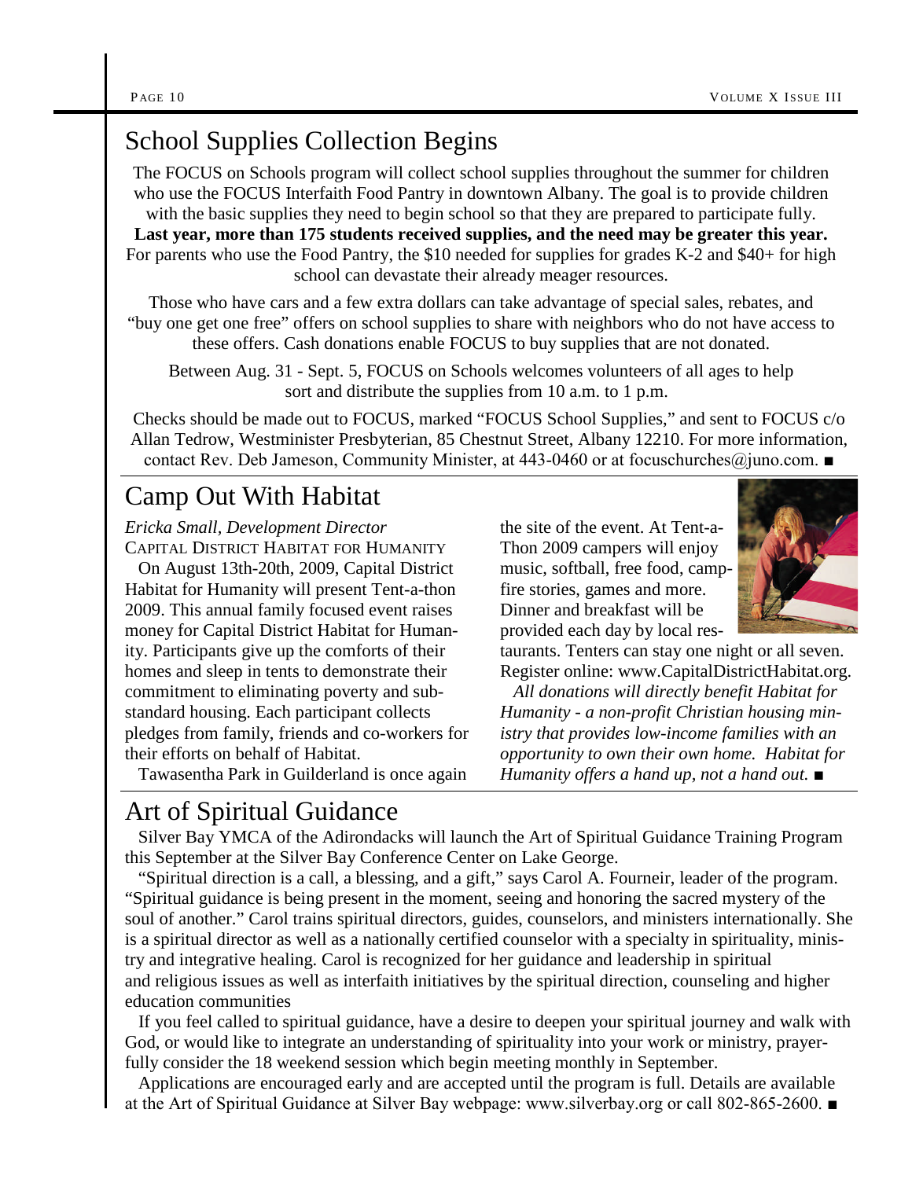## School Supplies Collection Begins

The FOCUS on Schools program will collect school supplies throughout the summer for children who use the FOCUS Interfaith Food Pantry in downtown Albany. The goal is to provide children with the basic supplies they need to begin school so that they are prepared to participate fully. **Last year, more than 175 students received supplies, and the need may be greater this year.** For parents who use the Food Pantry, the $10 needed for supplies for grades K-2 and $40+ for high school can devastate their already meager resources.

Those who have cars and a few extra dollars can take advantage of special sales, rebates, and "buy one get one free" offers on school supplies to share with neighbors who do not have access to these offers. Cash donations enable FOCUS to buy supplies that are not donated.

Between Aug. 31 - Sept. 5, FOCUS on Schools welcomes volunteers of all ages to help sort and distribute the supplies from 10 a.m. to 1 p.m.

Checks should be made out to FOCUS, marked "FOCUS School Supplies," and sent to FOCUS c/o Allan Tedrow, Westminister Presbyterian, 85 Chestnut Street, Albany 12210. For more information, contact Rev. Deb Jameson, Community Minister, at 443-0460 or at focuschurches@juno.com. ■

## Camp Out With Habitat

*Ericka Small, Development Director*
CAPITAL DISTRICT HABITAT FOR HUMANITY

On August 13th-20th, 2009, Capital District Habitat for Humanity will present Tent-a-thon 2009. This annual family focused event raises money for Capital District Habitat for Humanity. Participants give up the comforts of their homes and sleep in tents to demonstrate their commitment to eliminating poverty and substandard housing. Each participant collects pledges from family, friends and co-workers for their efforts on behalf of Habitat.

Tawasentha Park in Guilderland is once again the site of the event. At Tent-a-Thon 2009 campers will enjoy music, softball, free food, campfire stories, games and more. Dinner and breakfast will be provided each day by local restaurants. Tenters can stay one night or all seven. Register online: www.CapitalDistrictHabitat.org.

*All donations will directly benefit Habitat for Humanity - a non-profit Christian housing ministry that provides low-income families with an opportunity to own their own home. Habitat for Humanity offers a hand up, not a hand out.* ■

## Art of Spiritual Guidance

Silver Bay YMCA of the Adirondacks will launch the Art of Spiritual Guidance Training Program this September at the Silver Bay Conference Center on Lake George.

"Spiritual direction is a call, a blessing, and a gift," says Carol A. Fourneir, leader of the program. "Spiritual guidance is being present in the moment, seeing and honoring the sacred mystery of the soul of another." Carol trains spiritual directors, guides, counselors, and ministers internationally. She is a spiritual director as well as a nationally certified counselor with a specialty in spirituality, ministry and integrative healing. Carol is recognized for her guidance and leadership in spiritual and religious issues as well as interfaith initiatives by the spiritual direction, counseling and higher education communities

If you feel called to spiritual guidance, have a desire to deepen your spiritual journey and walk with God, or would like to integrate an understanding of spirituality into your work or ministry, prayerfully consider the 18 weekend session which begin meeting monthly in September.

Applications are encouraged early and are accepted until the program is full. Details are available at the Art of Spiritual Guidance at Silver Bay webpage: www.silverbay.org or call 802-865-2600. ■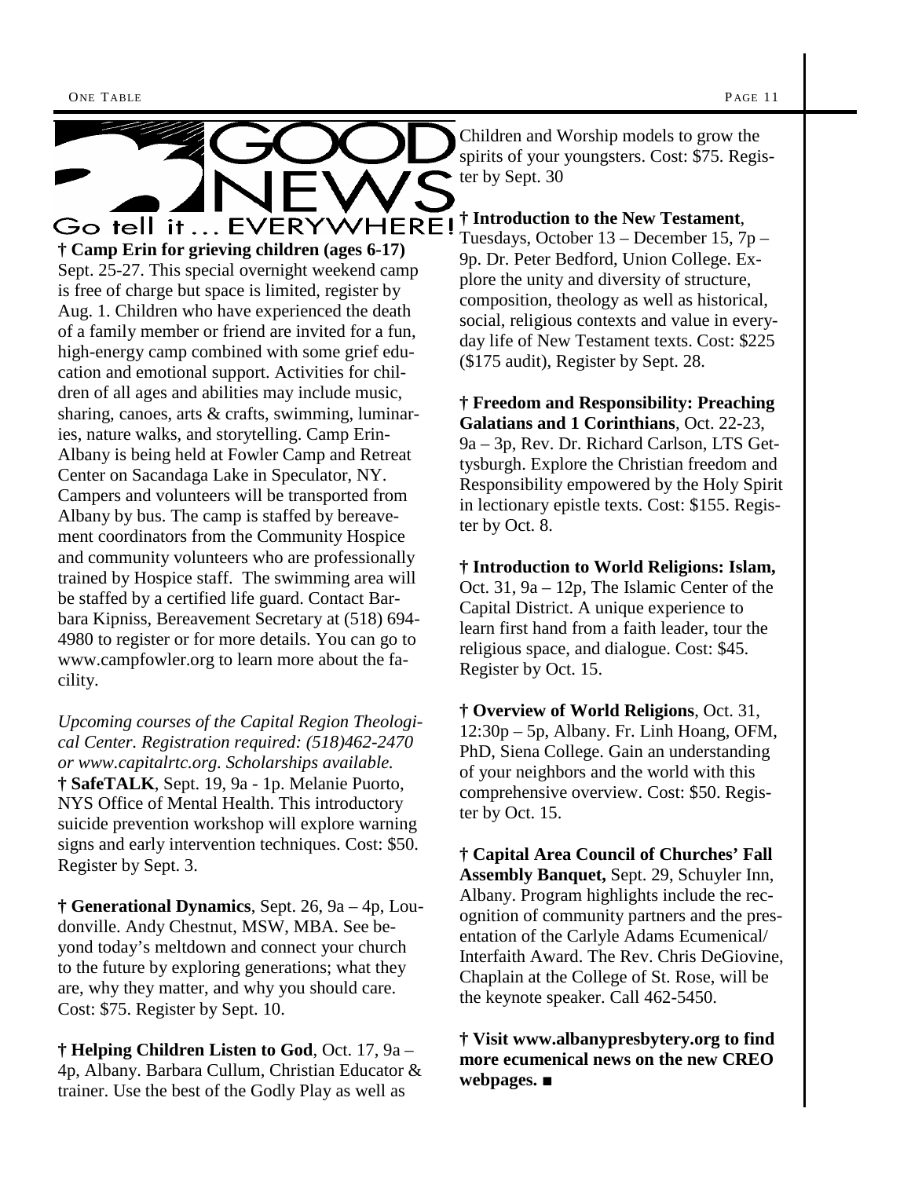# GOOD NEWS

Go tell it… EVERYWHERE!

**† Camp Erin for grieving children (ages 6-17)** Sept. 25-27. This special overnight weekend camp is free of charge but space is limited, register by Aug. 1. Children who have experienced the death of a family member or friend are invited for a fun, high-energy camp combined with some grief education and emotional support. Activities for children of all ages and abilities may include music, sharing, canoes, arts & crafts, swimming, luminaries, nature walks, and storytelling. Camp Erin-Albany is being held at Fowler Camp and Retreat Center on Sacandaga Lake in Speculator, NY. Campers and volunteers will be transported from Albany by bus. The camp is staffed by bereavement coordinators from the Community Hospice and community volunteers who are professionally trained by Hospice staff. The swimming area will be staffed by a certified life guard. Contact Barbara Kipniss, Bereavement Secretary at (518) 694-4980 to register or for more details. You can go to www.campfowler.org to learn more about the facility.

*Upcoming courses of the Capital Region Theological Center. Registration required: (518)462-2470 or www.capitalrtc.org. Scholarships available.*

**† SafeTALK**, Sept. 19, 9a - 1p. Melanie Puorto, NYS Office of Mental Health. This introductory suicide prevention workshop will explore warning signs and early intervention techniques. Cost: $50. Register by Sept. 3.

**† Generational Dynamics**, Sept. 26, 9a – 4p, Loudonville. Andy Chestnut, MSW, MBA. See beyond today's meltdown and connect your church to the future by exploring generations; what they are, why they matter, and why you should care. Cost: $75. Register by Sept. 10.

**† Helping Children Listen to God**, Oct. 17, 9a – 4p, Albany. Barbara Cullum, Christian Educator & trainer. Use the best of the Godly Play as well as Children and Worship models to grow the spirits of your youngsters. Cost: $75. Register by Sept. 30

**† Introduction to the New Testament**, Tuesdays, October 13 – December 15, 7p – 9p. Dr. Peter Bedford, Union College. Explore the unity and diversity of structure, composition, theology as well as historical, social, religious contexts and value in everyday life of New Testament texts. Cost: $225 ($175 audit), Register by Sept. 28.

**† Freedom and Responsibility: Preaching Galatians and 1 Corinthians**, Oct. 22-23, 9a – 3p, Rev. Dr. Richard Carlson, LTS Gettysburgh. Explore the Christian freedom and Responsibility empowered by the Holy Spirit in lectionary epistle texts. Cost: $155. Register by Oct. 8.

**† Introduction to World Religions: Islam,** Oct. 31, 9a – 12p, The Islamic Center of the Capital District. A unique experience to learn first hand from a faith leader, tour the religious space, and dialogue. Cost: $45. Register by Oct. 15.

**† Overview of World Religions**, Oct. 31, 12:30p – 5p, Albany. Fr. Linh Hoang, OFM, PhD, Siena College. Gain an understanding of your neighbors and the world with this comprehensive overview. Cost: $50. Register by Oct. 15.

**† Capital Area Council of Churches' Fall Assembly Banquet,** Sept. 29, Schuyler Inn, Albany. Program highlights include the recognition of community partners and the presentation of the Carlyle Adams Ecumenical/ Interfaith Award. The Rev. Chris DeGiovine, Chaplain at the College of St. Rose, will be the keynote speaker. Call 462-5450.

**† Visit www.albanypresbytery.org to find more ecumenical news on the new CREO webpages. ■**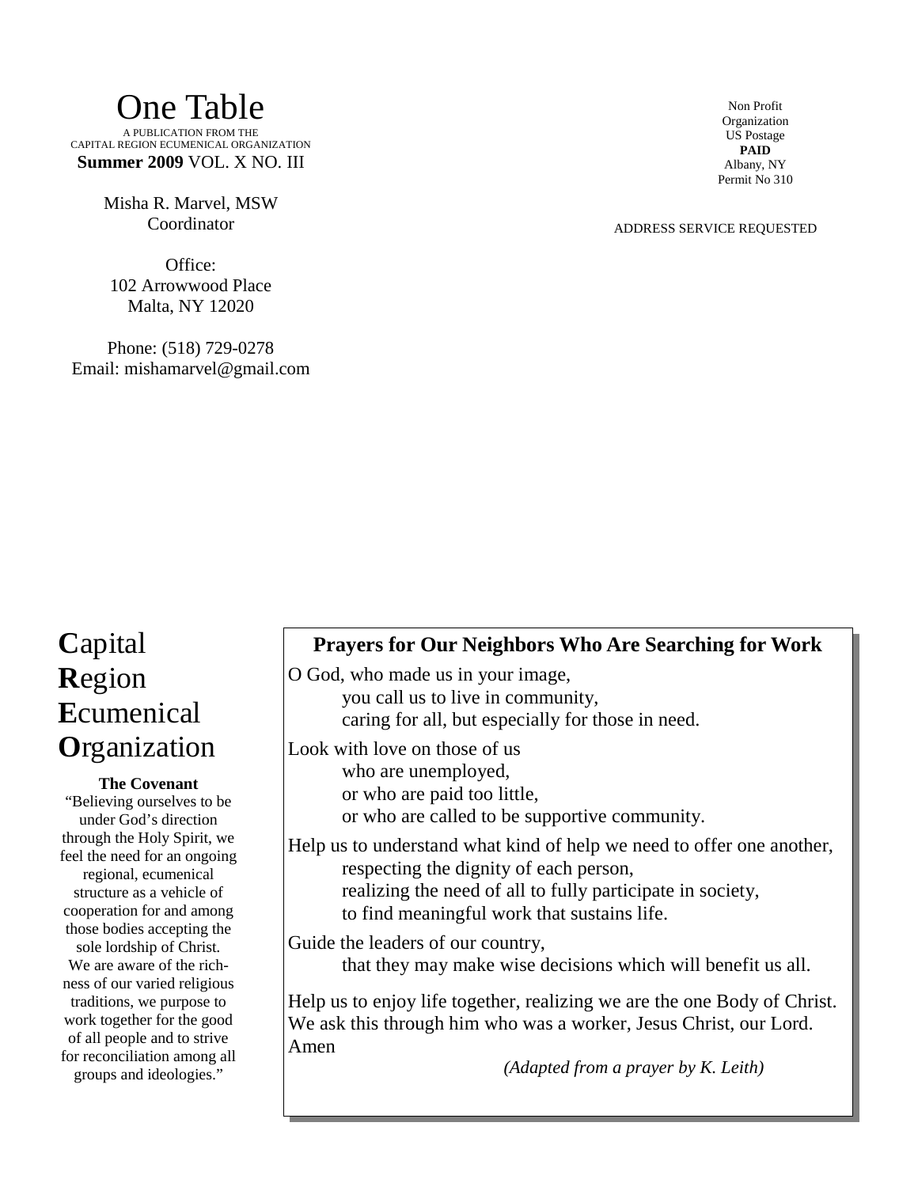# One Table

A PUBLICATION FROM THE
CAPITAL REGION ECUMENICAL ORGANIZATION

**Summer 2009** VOL. X NO. III

Misha R. Marvel, MSW
Coordinator

Office:
102 Arrowwood Place
Malta, NY 12020

Phone: (518) 729-0278
Email: mishamarvel@gmail.com

Non Profit
Organization
US Postage
**PAID**
Albany, NY
Permit No 310

ADDRESS SERVICE REQUESTED

## **C**apital **R**egion **E**cumenical **O**rganization

**The Covenant**

"Believing ourselves to be under God's direction through the Holy Spirit, we feel the need for an ongoing regional, ecumenical structure as a vehicle of cooperation for and among those bodies accepting the sole lordship of Christ. We are aware of the richness of our varied religious traditions, we purpose to work together for the good of all people and to strive for reconciliation among all groups and ideologies."

### Prayers for Our Neighbors Who Are Searching for Work

O God, who made us in your image,
you call us to live in community,
caring for all, but especially for those in need.

Look with love on those of us
who are unemployed,
or who are paid too little,
or who are called to be supportive community.

Help us to understand what kind of help we need to offer one another,
respecting the dignity of each person,
realizing the need of all to fully participate in society,
to find meaningful work that sustains life.

Guide the leaders of our country,
that they may make wise decisions which will benefit us all.

Help us to enjoy life together, realizing we are the one Body of Christ.
We ask this through him who was a worker, Jesus Christ, our Lord.
Amen

*(Adapted from a prayer by K. Leith)*